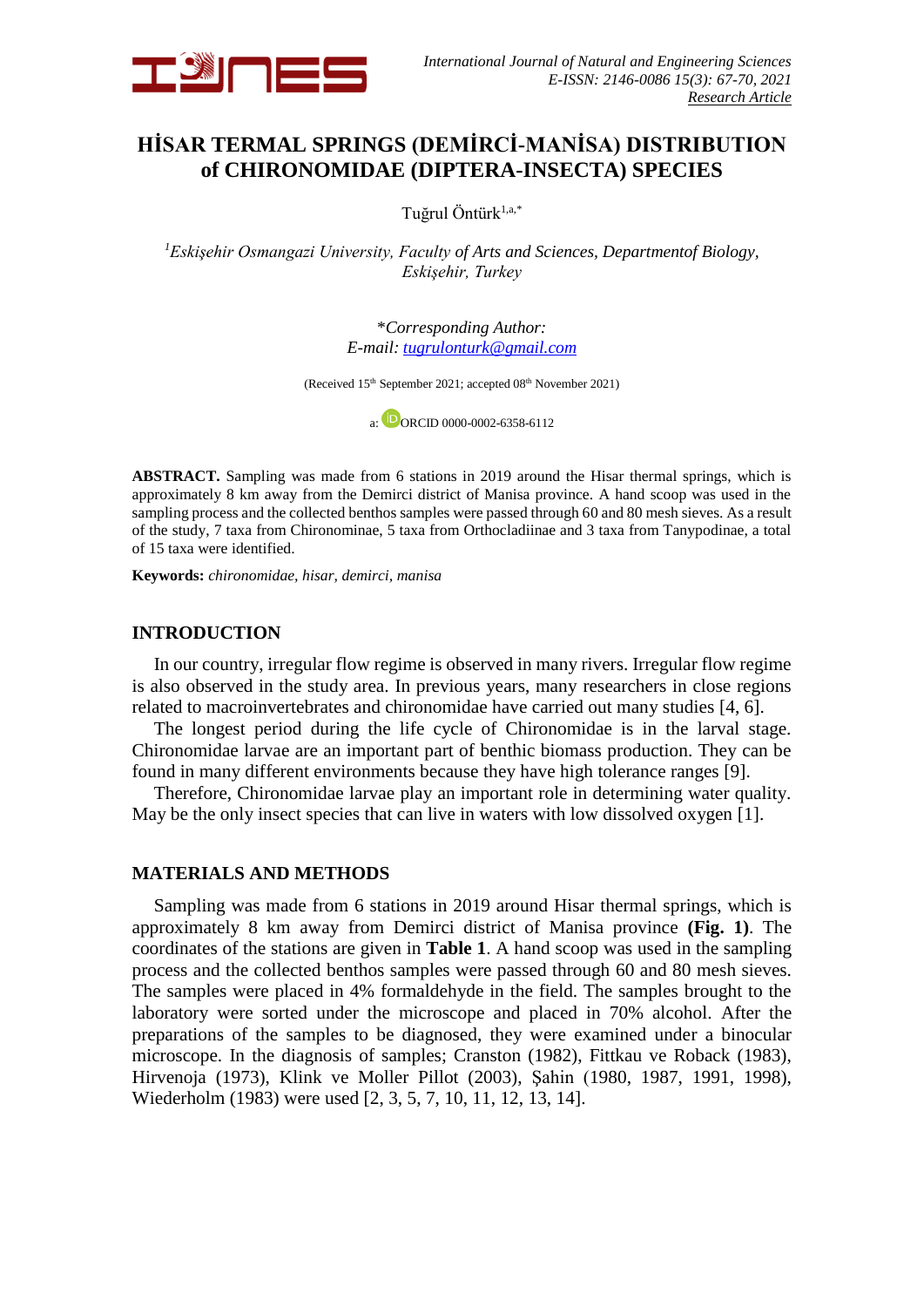# HİSAR TERMAL SPRINGS (DEMİRCİ-MANİSA) DISTRIBUTION of CHIRONOMIDAE (DIPTERA-INSECTA) SPECIES

Tuğrul Öntürk[1,a,*]

[1]*Eskişehir Osmangazi University, Faculty of Arts and Sciences, Departmentof Biology, Eskişehir, Turkey*

*\*Corresponding Author:*
*E-mail: tugrulonturk@gmail.com*

(Received 15th September 2021; accepted 08th November 2021)

a: ORCID 0000-0002-6358-6112

**ABSTRACT.** Sampling was made from 6 stations in 2019 around the Hisar thermal springs, which is approximately 8 km away from the Demirci district of Manisa province. A hand scoop was used in the sampling process and the collected benthos samples were passed through 60 and 80 mesh sieves. As a result of the study, 7 taxa from Chironominae, 5 taxa from Orthocladiinae and 3 taxa from Tanypodinae, a total of 15 taxa were identified.

**Keywords:** *chironomidae, hisar, demirci, manisa*

## INTRODUCTION

In our country, irregular flow regime is observed in many rivers. Irregular flow regime is also observed in the study area. In previous years, many researchers in close regions related to macroinvertebrates and chironomidae have carried out many studies [4, 6].

The longest period during the life cycle of Chironomidae is in the larval stage. Chironomidae larvae are an important part of benthic biomass production. They can be found in many different environments because they have high tolerance ranges [9].

Therefore, Chironomidae larvae play an important role in determining water quality. May be the only insect species that can live in waters with low dissolved oxygen [1].

## MATERIALS AND METHODS

Sampling was made from 6 stations in 2019 around Hisar thermal springs, which is approximately 8 km away from Demirci district of Manisa province **(Fig. 1)**. The coordinates of the stations are given in **Table 1**. A hand scoop was used in the sampling process and the collected benthos samples were passed through 60 and 80 mesh sieves. The samples were placed in 4% formaldehyde in the field. The samples brought to the laboratory were sorted under the microscope and placed in 70% alcohol. After the preparations of the samples to be diagnosed, they were examined under a binocular microscope. In the diagnosis of samples; Cranston (1982), Fittkau ve Roback (1983), Hirvenoja (1973), Klink ve Moller Pillot (2003), Şahin (1980, 1987, 1991, 1998), Wiederholm (1983) were used [2, 3, 5, 7, 10, 11, 12, 13, 14].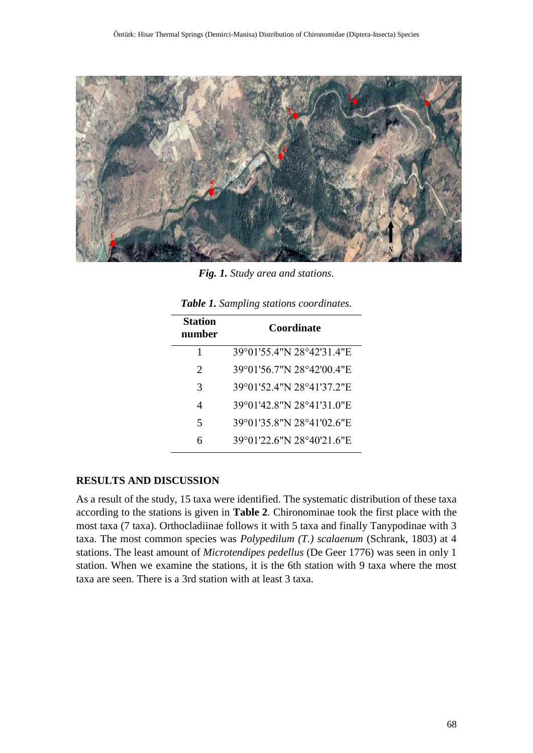*Fig. 1. Study area and stations.*

*Table 1. Sampling stations coordinates.*

| Station number | Coordinate |
|---|---|
| 1 | 39°01'55.4"N 28°42'31.4"E |
| 2 | 39°01'56.7"N 28°42'00.4"E |
| 3 | 39°01'52.4"N 28°41'37.2"E |
| 4 | 39°01'42.8"N 28°41'31.0"E |
| 5 | 39°01'35.8"N 28°41'02.6"E |
| 6 | 39°01'22.6"N 28°40'21.6"E |

## RESULTS AND DISCUSSION

As a result of the study, 15 taxa were identified. The systematic distribution of these taxa according to the stations is given in **Table 2**. Chironominae took the first place with the most taxa (7 taxa). Orthocladiinae follows it with 5 taxa and finally Tanypodinae with 3 taxa. The most common species was *Polypedilum (T.) scalaenum* (Schrank, 1803) at 4 stations. The least amount of *Microtendipes pedellus* (De Geer 1776) was seen in only 1 station. When we examine the stations, it is the 6th station with 9 taxa where the most taxa are seen. There is a 3rd station with at least 3 taxa.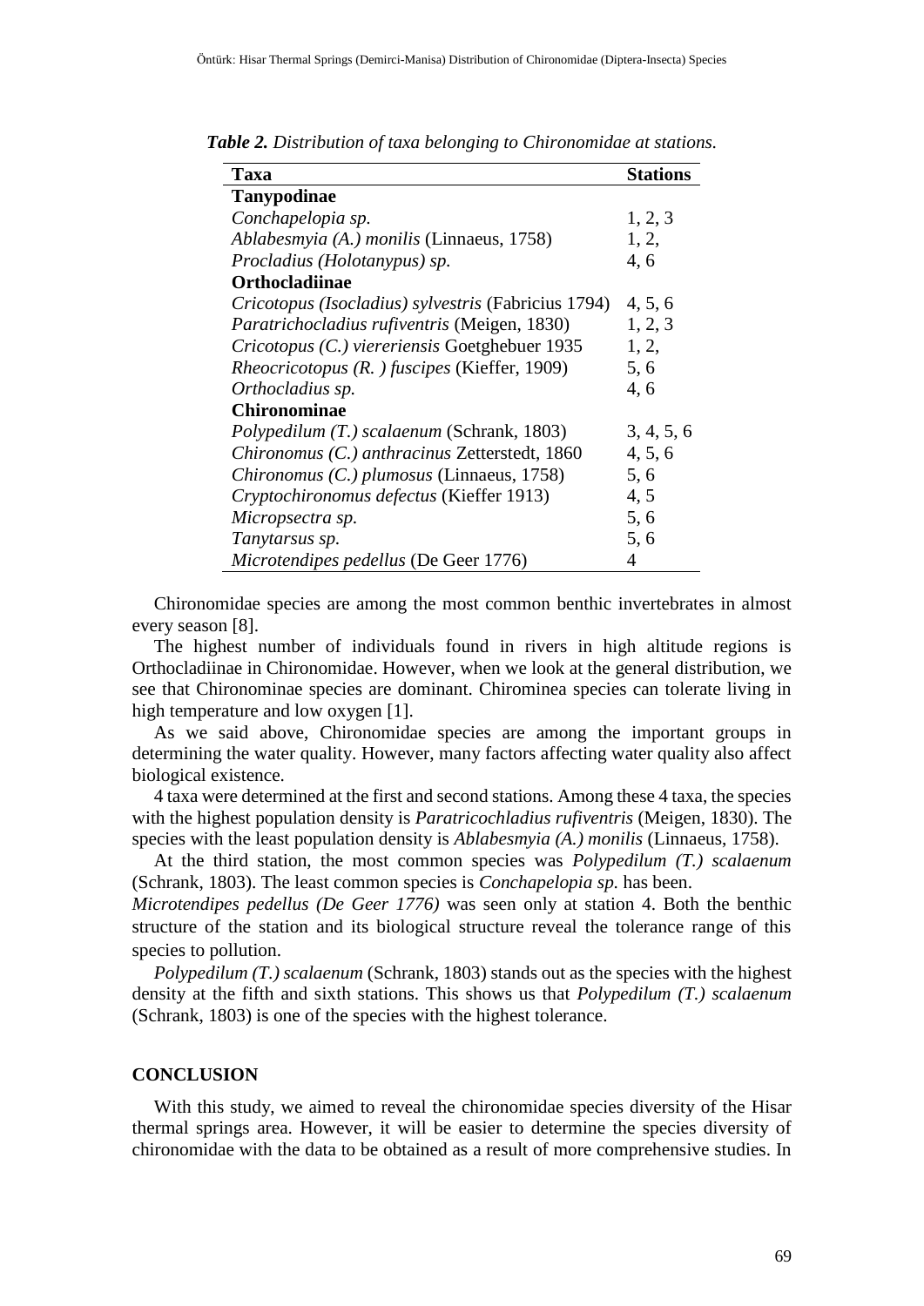*Table 2. Distribution of taxa belonging to Chironomidae at stations.*

| Taxa | Stations |
|---|---|
| **Tanypodinae** | |
| *Conchapelopia sp.* | 1, 2, 3 |
| *Ablabesmyia (A.) monilis* (Linnaeus, 1758) | 1, 2, |
| *Procladius (Holotanypus) sp.* | 4, 6 |
| **Orthocladiinae** | |
| *Cricotopus (Isocladius) sylvestris* (Fabricius 1794) | 4, 5, 6 |
| *Paratrichocladius rufiventris* (Meigen, 1830) | 1, 2, 3 |
| *Cricotopus (C.) viereriensis* Goetghebuer 1935 | 1, 2, |
| *Rheocricotopus (R. ) fuscipes* (Kieffer, 1909) | 5, 6 |
| *Orthocladius sp.* | 4, 6 |
| **Chironominae** | |
| *Polypedilum (T.) scalaenum* (Schrank, 1803) | 3, 4, 5, 6 |
| *Chironomus (C.) anthracinus* Zetterstedt, 1860 | 4, 5, 6 |
| *Chironomus (C.) plumosus* (Linnaeus, 1758) | 5, 6 |
| *Cryptochironomus defectus* (Kieffer 1913) | 4, 5 |
| *Micropsectra sp.* | 5, 6 |
| *Tanytarsus sp.* | 5, 6 |
| *Microtendipes pedellus* (De Geer 1776) | 4 |

Chironomidae species are among the most common benthic invertebrates in almost every season [8].

The highest number of individuals found in rivers in high altitude regions is Orthocladiinae in Chironomidae. However, when we look at the general distribution, we see that Chironominae species are dominant. Chirominea species can tolerate living in high temperature and low oxygen [1].

As we said above, Chironomidae species are among the important groups in determining the water quality. However, many factors affecting water quality also affect biological existence.

4 taxa were determined at the first and second stations. Among these 4 taxa, the species with the highest population density is *Paratricochladius rufiventris* (Meigen, 1830). The species with the least population density is *Ablabesmyia (A.) monilis* (Linnaeus, 1758).

At the third station, the most common species was *Polypedilum (T.) scalaenum* (Schrank, 1803). The least common species is *Conchapelopia sp.* has been.

*Microtendipes pedellus (De Geer 1776)* was seen only at station 4. Both the benthic structure of the station and its biological structure reveal the tolerance range of this species to pollution.

*Polypedilum (T.) scalaenum* (Schrank, 1803) stands out as the species with the highest density at the fifth and sixth stations. This shows us that *Polypedilum (T.) scalaenum* (Schrank, 1803) is one of the species with the highest tolerance.

## CONCLUSION

With this study, we aimed to reveal the chironomidae species diversity of the Hisar thermal springs area. However, it will be easier to determine the species diversity of chironomidae with the data to be obtained as a result of more comprehensive studies. In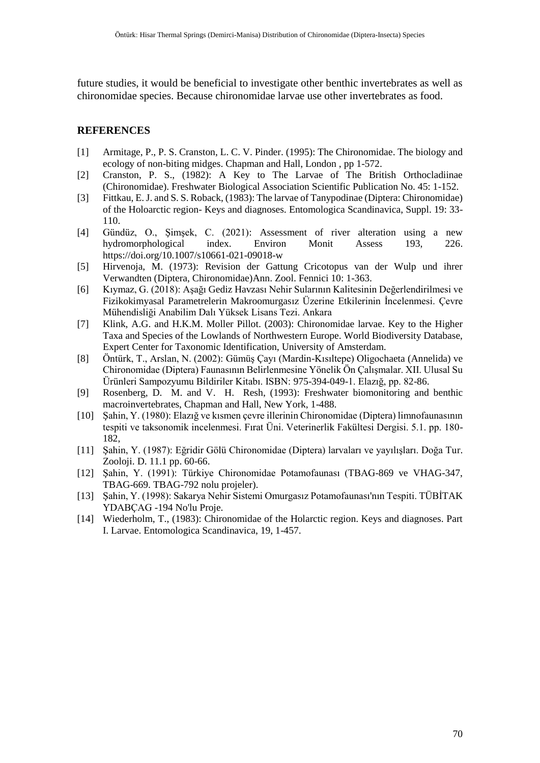future studies, it would be beneficial to investigate other benthic invertebrates as well as chironomidae species. Because chironomidae larvae use other invertebrates as food.

## REFERENCES

[1] Armitage, P., P. S. Cranston, L. C. V. Pinder. (1995): The Chironomidae. The biology and ecology of non-biting midges. Chapman and Hall, London , pp 1-572.

[2] Cranston, P. S., (1982): A Key to The Larvae of The British Orthocladiinae (Chironomidae). Freshwater Biological Association Scientific Publication No. 45: 1-152.

[3] Fittkau, E. J. and S. S. Roback, (1983): The larvae of Tanypodinae (Diptera: Chironomidae) of the Holoarctic region- Keys and diagnoses. Entomologica Scandinavica, Suppl. 19: 33-110.

[4] Gündüz, O., Şimşek, C. (2021): Assessment of river alteration using a new hydromorphological index. Environ Monit Assess 193, 226. https://doi.org/10.1007/s10661-021-09018-w

[5] Hirvenoja, M. (1973): Revision der Gattung Cricotopus van der Wulp und ihrer Verwandten (Diptera, Chironomidae)Ann. Zool. Fennici 10: 1-363.

[6] Kıymaz, G. (2018): Aşağı Gediz Havzası Nehir Sularının Kalitesinin Değerlendirilmesi ve Fizikokimyasal Parametrelerin Makroomurgasız Üzerine Etkilerinin İncelenmesi. Çevre Mühendisliği Anabilim Dalı Yüksek Lisans Tezi. Ankara

[7] Klink, A.G. and H.K.M. Moller Pillot. (2003): Chironomidae larvae. Key to the Higher Taxa and Species of the Lowlands of Northwestern Europe. World Biodiversity Database, Expert Center for Taxonomic Identification, University of Amsterdam.

[8] Öntürk, T., Arslan, N. (2002): Gümüş Çayı (Mardin-Kısıltepe) Oligochaeta (Annelida) ve Chironomidae (Diptera) Faunasının Belirlenmesine Yönelik Ön Çalışmalar. XII. Ulusal Su Ürünleri Sampozyumu Bildiriler Kitabı. ISBN: 975-394-049-1. Elazığ, pp. 82-86.

[9] Rosenberg, D. M. and V. H. Resh, (1993): Freshwater biomonitoring and benthic macroinvertebrates, Chapman and Hall, New York, 1-488.

[10] Şahin, Y. (1980): Elazığ ve kısmen çevre illerinin Chironomidae (Diptera) limnofaunasının tespiti ve taksonomik incelenmesi. Fırat Üni. Veterinerlik Fakültesi Dergisi. 5.1. pp. 180-182,

[11] Şahin, Y. (1987): Eğridir Gölü Chironomidae (Diptera) larvaları ve yayılışları. Doğa Tur. Zooloji. D. 11.1 pp. 60-66.

[12] Şahin, Y. (1991): Türkiye Chironomidae Potamofaunası (TBAG-869 ve VHAG-347, TBAG-669. TBAG-792 nolu projeler).

[13] Şahin, Y. (1998): Sakarya Nehir Sistemi Omurgasız Potamofaunası'nın Tespiti. TÜBİTAK YDABÇAG -194 No'lu Proje.

[14] Wiederholm, T., (1983): Chironomidae of the Holarctic region. Keys and diagnoses. Part I. Larvae. Entomologica Scandinavica, 19, 1-457.